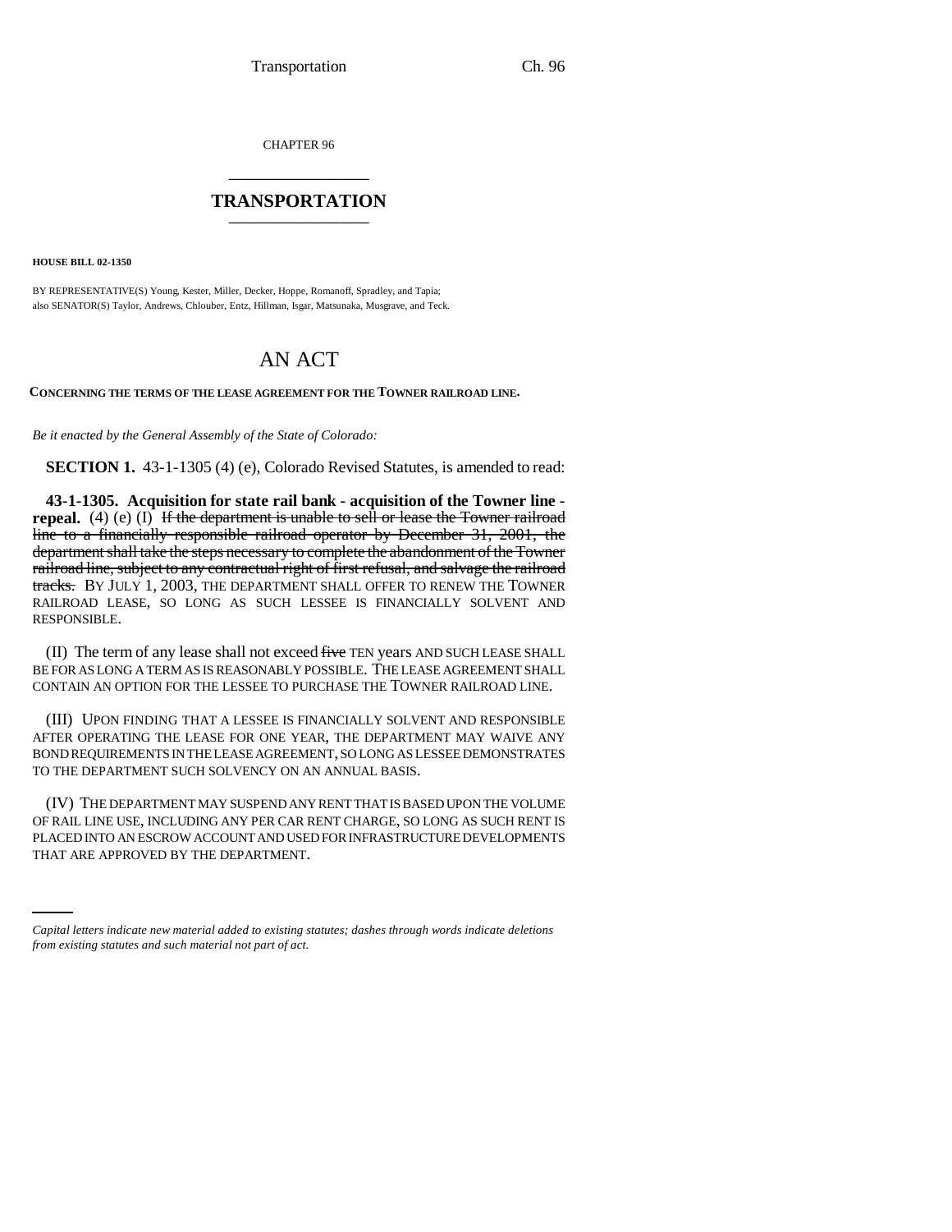CHAPTER 96

## TRANSPORTATION

**HOUSE BILL 02-1350**

BY REPRESENTATIVE(S) Young, Kester, Miller, Decker, Hoppe, Romanoff, Spradley, and Tapia;
also SENATOR(S) Taylor, Andrews, Chlouber, Entz, Hillman, Isgar, Matsunaka, Musgrave, and Teck.

# AN ACT

**CONCERNING THE TERMS OF THE LEASE AGREEMENT FOR THE TOWNER RAILROAD LINE.**

*Be it enacted by the General Assembly of the State of Colorado:*

**SECTION 1.** 43-1-1305 (4) (e), Colorado Revised Statutes, is amended to read:

**43-1-1305. Acquisition for state rail bank - acquisition of the Towner line - repeal.** (4) (e) (I) ~~If the department is unable to sell or lease the Towner railroad line to a financially responsible railroad operator by December 31, 2001, the department shall take the steps necessary to complete the abandonment of the Towner railroad line, subject to any contractual right of first refusal, and salvage the railroad tracks.~~ BY JULY 1, 2003, THE DEPARTMENT SHALL OFFER TO RENEW THE TOWNER RAILROAD LEASE, SO LONG AS SUCH LESSEE IS FINANCIALLY SOLVENT AND RESPONSIBLE.

(II) The term of any lease shall not exceed ~~five~~ TEN years AND SUCH LEASE SHALL BE FOR AS LONG A TERM AS IS REASONABLY POSSIBLE. THE LEASE AGREEMENT SHALL CONTAIN AN OPTION FOR THE LESSEE TO PURCHASE THE TOWNER RAILROAD LINE.

(III) UPON FINDING THAT A LESSEE IS FINANCIALLY SOLVENT AND RESPONSIBLE AFTER OPERATING THE LEASE FOR ONE YEAR, THE DEPARTMENT MAY WAIVE ANY BOND REQUIREMENTS IN THE LEASE AGREEMENT, SO LONG AS LESSEE DEMONSTRATES TO THE DEPARTMENT SUCH SOLVENCY ON AN ANNUAL BASIS.

(IV) THE DEPARTMENT MAY SUSPEND ANY RENT THAT IS BASED UPON THE VOLUME OF RAIL LINE USE, INCLUDING ANY PER CAR RENT CHARGE, SO LONG AS SUCH RENT IS PLACED INTO AN ESCROW ACCOUNT AND USED FOR INFRASTRUCTURE DEVELOPMENTS THAT ARE APPROVED BY THE DEPARTMENT.

---

*Capital letters indicate new material added to existing statutes; dashes through words indicate deletions from existing statutes and such material not part of act.*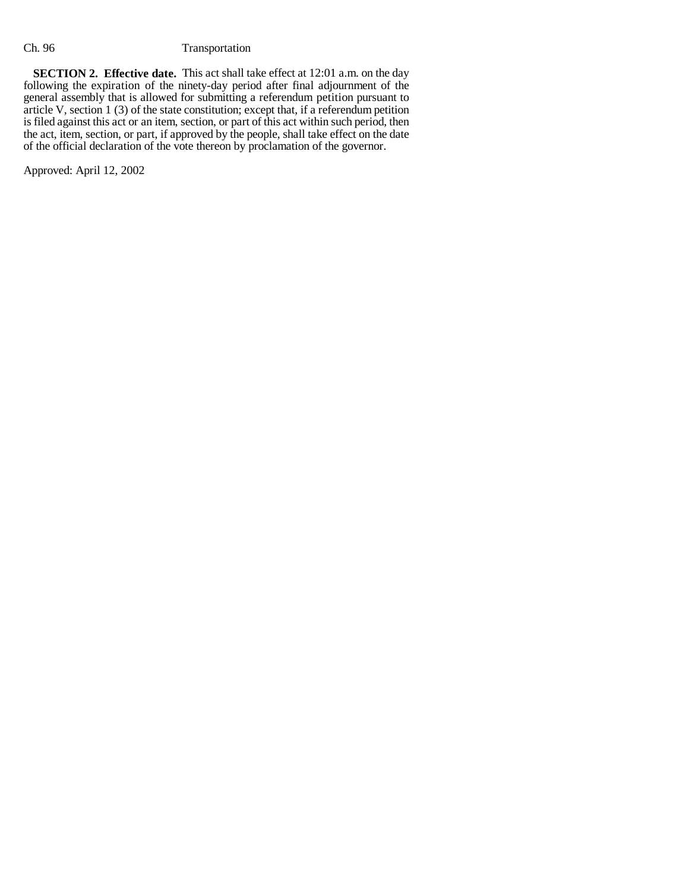**SECTION 2. Effective date.** This act shall take effect at 12:01 a.m. on the day following the expiration of the ninety-day period after final adjournment of the general assembly that is allowed for submitting a referendum petition pursuant to article V, section 1 (3) of the state constitution; except that, if a referendum petition is filed against this act or an item, section, or part of this act within such period, then the act, item, section, or part, if approved by the people, shall take effect on the date of the official declaration of the vote thereon by proclamation of the governor.

Approved: April 12, 2002